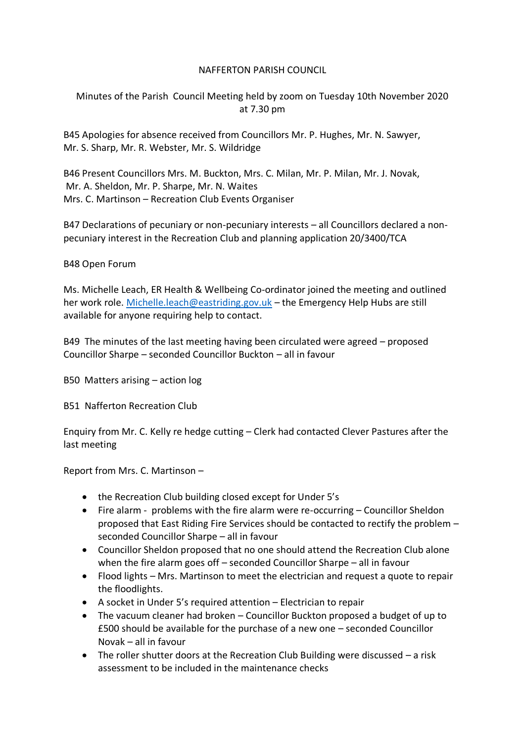NAFFERTON PARISH COUNCIL

Minutes of the Parish Council Meeting held by zoom on Tuesday 10th November 2020 at 7.30 pm

B45 Apologies for absence received from Councillors Mr. P. Hughes, Mr. N. Sawyer, Mr. S. Sharp, Mr. R. Webster, Mr. S. Wildridge

B46 Present Councillors Mrs. M. Buckton, Mrs. C. Milan, Mr. P. Milan, Mr. J. Novak, Mr. A. Sheldon, Mr. P. Sharpe, Mr. N. Waites
Mrs. C. Martinson – Recreation Club Events Organiser

B47 Declarations of pecuniary or non-pecuniary interests – all Councillors declared a non-pecuniary interest in the Recreation Club and planning application 20/3400/TCA

B48 Open Forum

Ms. Michelle Leach, ER Health & Wellbeing Co-ordinator joined the meeting and outlined her work role. Michelle.leach@eastriding.gov.uk – the Emergency Help Hubs are still available for anyone requiring help to contact.

B49 The minutes of the last meeting having been circulated were agreed – proposed Councillor Sharpe – seconded Councillor Buckton – all in favour

B50 Matters arising – action log

B51 Nafferton Recreation Club

Enquiry from Mr. C. Kelly re hedge cutting – Clerk had contacted Clever Pastures after the last meeting

Report from Mrs. C. Martinson –

- the Recreation Club building closed except for Under 5's
- Fire alarm - problems with the fire alarm were re-occurring – Councillor Sheldon proposed that East Riding Fire Services should be contacted to rectify the problem – seconded Councillor Sharpe – all in favour
- Councillor Sheldon proposed that no one should attend the Recreation Club alone when the fire alarm goes off – seconded Councillor Sharpe – all in favour
- Flood lights – Mrs. Martinson to meet the electrician and request a quote to repair the floodlights.
- A socket in Under 5's required attention – Electrician to repair
- The vacuum cleaner had broken – Councillor Buckton proposed a budget of up to £500 should be available for the purchase of a new one – seconded Councillor Novak – all in favour
- The roller shutter doors at the Recreation Club Building were discussed – a risk assessment to be included in the maintenance checks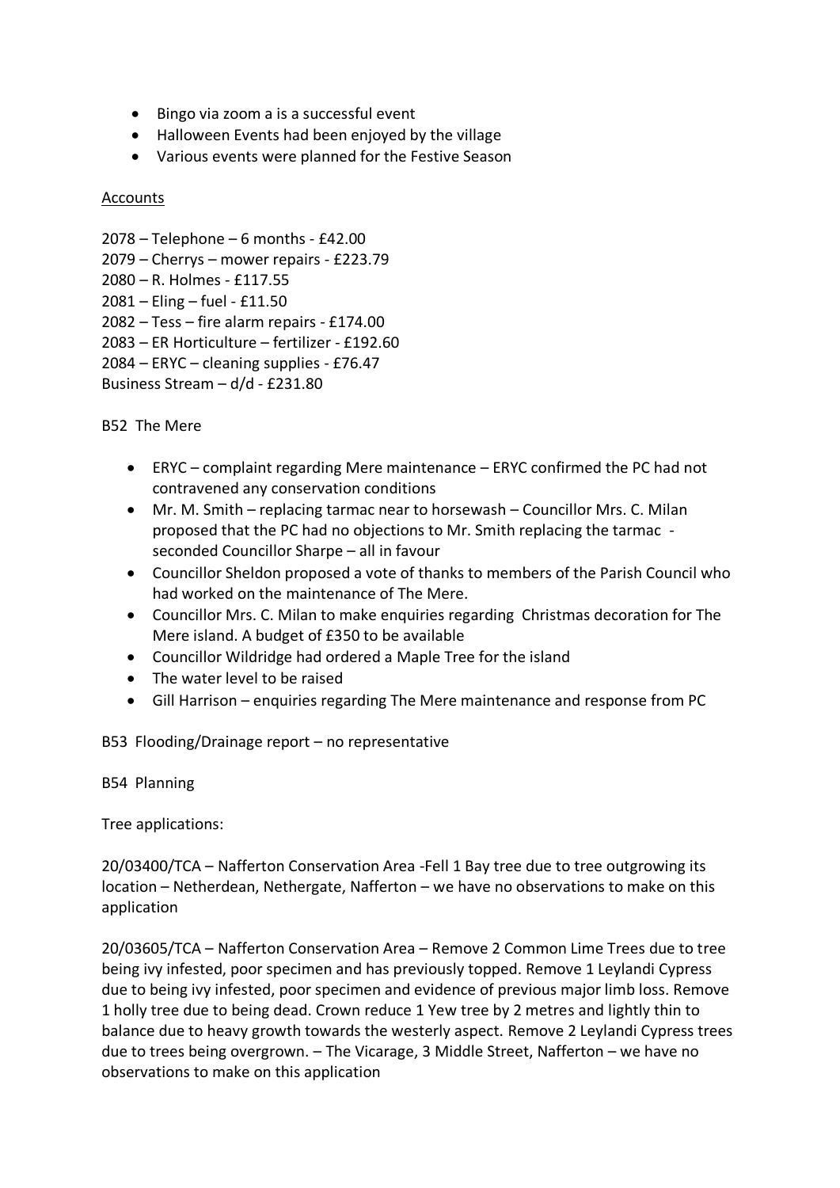- Bingo via zoom a is a successful event
- Halloween Events had been enjoyed by the village
- Various events were planned for the Festive Season

<u>Accounts</u>

2078 – Telephone – 6 months - £42.00
2079 – Cherrys – mower repairs - £223.79
2080 – R. Holmes - £117.55
2081 – Eling – fuel - £11.50
2082 – Tess – fire alarm repairs - £174.00
2083 – ER Horticulture – fertilizer - £192.60
2084 – ERYC – cleaning supplies - £76.47
Business Stream – d/d - £231.80

B52 The Mere

- ERYC – complaint regarding Mere maintenance – ERYC confirmed the PC had not contravened any conservation conditions
- Mr. M. Smith – replacing tarmac near to horsewash – Councillor Mrs. C. Milan proposed that the PC had no objections to Mr. Smith replacing the tarmac - seconded Councillor Sharpe – all in favour
- Councillor Sheldon proposed a vote of thanks to members of the Parish Council who had worked on the maintenance of The Mere.
- Councillor Mrs. C. Milan to make enquiries regarding Christmas decoration for The Mere island. A budget of £350 to be available
- Councillor Wildridge had ordered a Maple Tree for the island
- The water level to be raised
- Gill Harrison – enquiries regarding The Mere maintenance and response from PC

B53 Flooding/Drainage report – no representative

B54 Planning

Tree applications:

20/03400/TCA – Nafferton Conservation Area -Fell 1 Bay tree due to tree outgrowing its location – Netherdean, Nethergate, Nafferton – we have no observations to make on this application

20/03605/TCA – Nafferton Conservation Area – Remove 2 Common Lime Trees due to tree being ivy infested, poor specimen and has previously topped. Remove 1 Leylandi Cypress due to being ivy infested, poor specimen and evidence of previous major limb loss. Remove 1 holly tree due to being dead. Crown reduce 1 Yew tree by 2 metres and lightly thin to balance due to heavy growth towards the westerly aspect. Remove 2 Leylandi Cypress trees due to trees being overgrown. – The Vicarage, 3 Middle Street, Nafferton – we have no observations to make on this application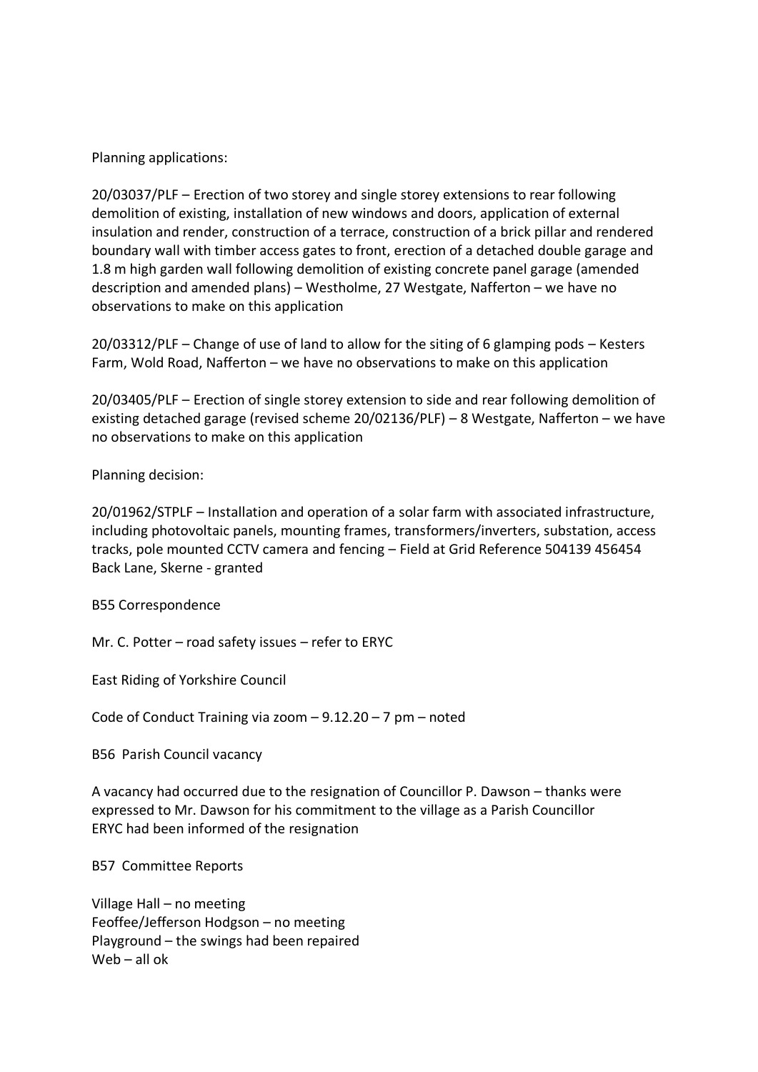Planning applications:

20/03037/PLF – Erection of two storey and single storey extensions to rear following demolition of existing, installation of new windows and doors, application of external insulation and render, construction of a terrace, construction of a brick pillar and rendered boundary wall with timber access gates to front, erection of a detached double garage and 1.8 m high garden wall following demolition of existing concrete panel garage (amended description and amended plans) – Westholme, 27 Westgate, Nafferton – we have no observations to make on this application

20/03312/PLF – Change of use of land to allow for the siting of 6 glamping pods – Kesters Farm, Wold Road, Nafferton – we have no observations to make on this application

20/03405/PLF – Erection of single storey extension to side and rear following demolition of existing detached garage (revised scheme 20/02136/PLF) – 8 Westgate, Nafferton – we have no observations to make on this application

Planning decision:

20/01962/STPLF – Installation and operation of a solar farm with associated infrastructure, including photovoltaic panels, mounting frames, transformers/inverters, substation, access tracks, pole mounted CCTV camera and fencing – Field at Grid Reference 504139 456454 Back Lane, Skerne - granted

B55 Correspondence

Mr. C. Potter – road safety issues – refer to ERYC

East Riding of Yorkshire Council

Code of Conduct Training via zoom – 9.12.20 – 7 pm – noted

B56 Parish Council vacancy

A vacancy had occurred due to the resignation of Councillor P. Dawson – thanks were expressed to Mr. Dawson for his commitment to the village as a Parish Councillor
ERYC had been informed of the resignation

B57 Committee Reports

Village Hall – no meeting
Feoffee/Jefferson Hodgson – no meeting
Playground – the swings had been repaired
Web – all ok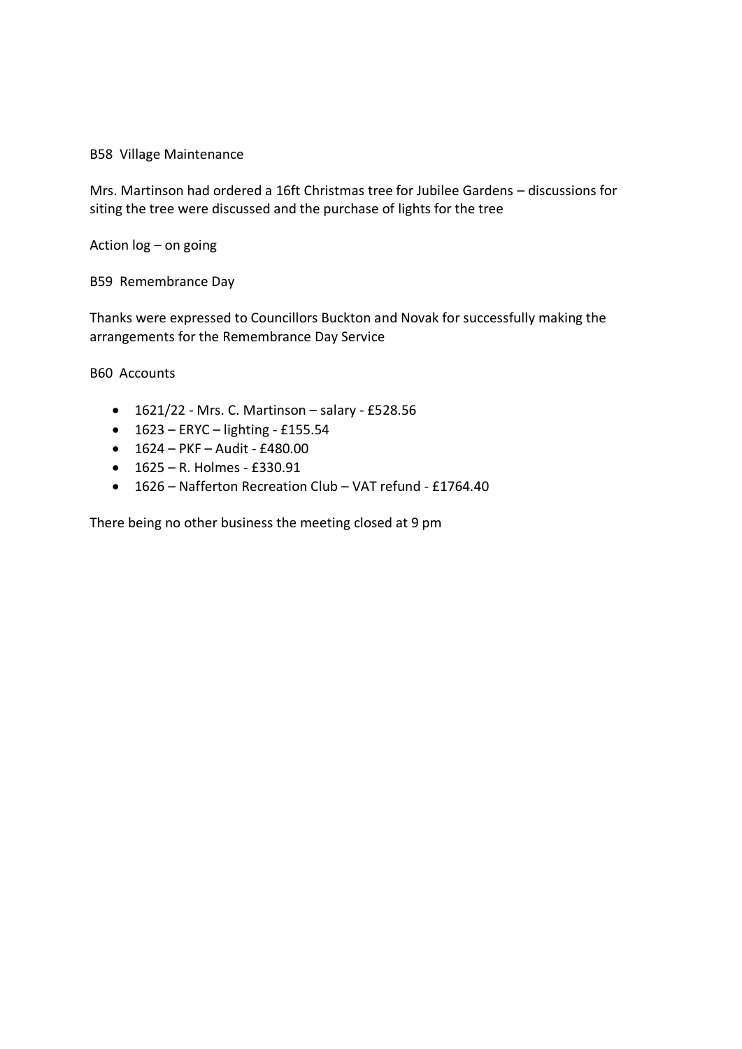B58 Village Maintenance

Mrs. Martinson had ordered a 16ft Christmas tree for Jubilee Gardens – discussions for siting the tree were discussed and the purchase of lights for the tree

Action log – on going

B59 Remembrance Day

Thanks were expressed to Councillors Buckton and Novak for successfully making the arrangements for the Remembrance Day Service

B60 Accounts

- 1621/22 - Mrs. C. Martinson – salary - £528.56
- 1623 – ERYC – lighting - £155.54
- 1624 – PKF – Audit - £480.00
- 1625 – R. Holmes - £330.91
- 1626 – Nafferton Recreation Club – VAT refund - £1764.40

There being no other business the meeting closed at 9 pm